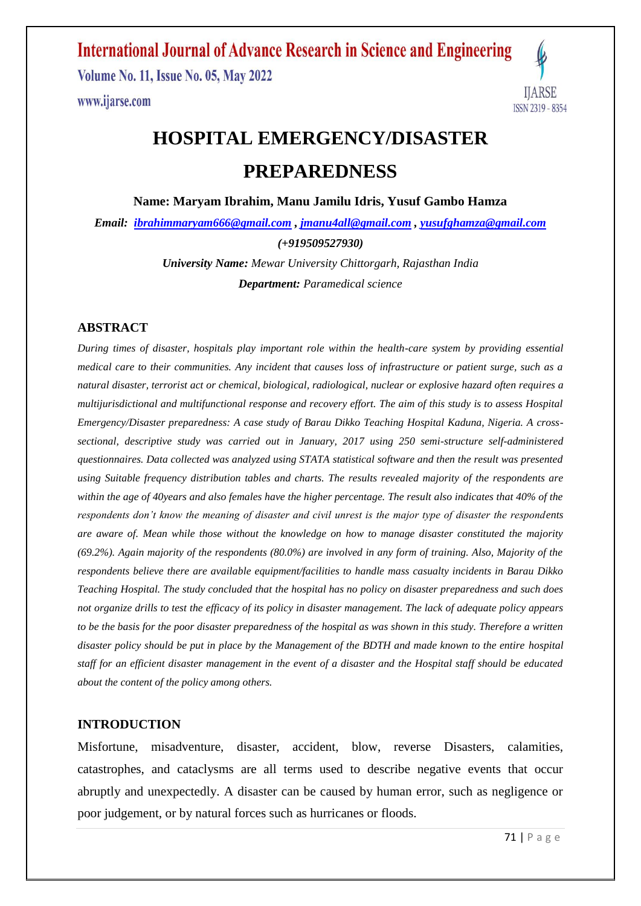# HOSPITAL EMERGENCY/DISASTER PREPAREDNESS

**Name: Maryam Ibrahim, Manu Jamilu Idris, Yusuf Gambo Hamza**

***Email:*** ***ibrahimmaryam666@gmail.com , jmanu4all@gmail.com , yusufghamza@gmail.com***

***(+919509527930)***

***University Name:*** *Mewar University Chittorgarh, Rajasthan India*

***Department:*** *Paramedical science*

## ABSTRACT

*During times of disaster, hospitals play important role within the health-care system by providing essential medical care to their communities. Any incident that causes loss of infrastructure or patient surge, such as a natural disaster, terrorist act or chemical, biological, radiological, nuclear or explosive hazard often requires a multijurisdictional and multifunctional response and recovery effort. The aim of this study is to assess Hospital Emergency/Disaster preparedness: A case study of Barau Dikko Teaching Hospital Kaduna, Nigeria. A cross-sectional, descriptive study was carried out in January, 2017 using 250 semi-structure self-administered questionnaires. Data collected was analyzed using STATA statistical software and then the result was presented using Suitable frequency distribution tables and charts. The results revealed majority of the respondents are within the age of 40years and also females have the higher percentage. The result also indicates that 40% of the respondents don't know the meaning of disaster and civil unrest is the major type of disaster the respondents are aware of. Mean while those without the knowledge on how to manage disaster constituted the majority (69.2%). Again majority of the respondents (80.0%) are involved in any form of training. Also, Majority of the respondents believe there are available equipment/facilities to handle mass casualty incidents in Barau Dikko Teaching Hospital. The study concluded that the hospital has no policy on disaster preparedness and such does not organize drills to test the efficacy of its policy in disaster management. The lack of adequate policy appears to be the basis for the poor disaster preparedness of the hospital as was shown in this study. Therefore a written disaster policy should be put in place by the Management of the BDTH and made known to the entire hospital staff for an efficient disaster management in the event of a disaster and the Hospital staff should be educated about the content of the policy among others.*

## INTRODUCTION

Misfortune, misadventure, disaster, accident, blow, reverse Disasters, calamities, catastrophes, and cataclysms are all terms used to describe negative events that occur abruptly and unexpectedly. A disaster can be caused by human error, such as negligence or poor judgement, or by natural forces such as hurricanes or floods.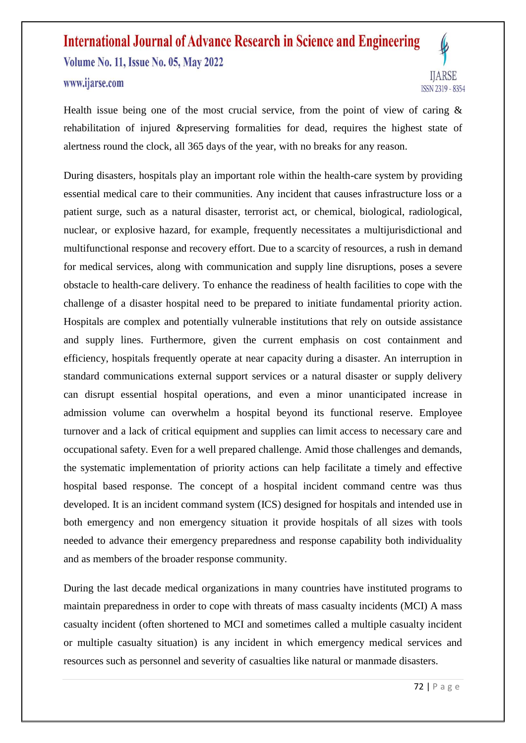Health issue being one of the most crucial service, from the point of view of caring & rehabilitation of injured &preserving formalities for dead, requires the highest state of alertness round the clock, all 365 days of the year, with no breaks for any reason.

During disasters, hospitals play an important role within the health-care system by providing essential medical care to their communities. Any incident that causes infrastructure loss or a patient surge, such as a natural disaster, terrorist act, or chemical, biological, radiological, nuclear, or explosive hazard, for example, frequently necessitates a multijurisdictional and multifunctional response and recovery effort. Due to a scarcity of resources, a rush in demand for medical services, along with communication and supply line disruptions, poses a severe obstacle to health-care delivery. To enhance the readiness of health facilities to cope with the challenge of a disaster hospital need to be prepared to initiate fundamental priority action. Hospitals are complex and potentially vulnerable institutions that rely on outside assistance and supply lines. Furthermore, given the current emphasis on cost containment and efficiency, hospitals frequently operate at near capacity during a disaster. An interruption in standard communications external support services or a natural disaster or supply delivery can disrupt essential hospital operations, and even a minor unanticipated increase in admission volume can overwhelm a hospital beyond its functional reserve. Employee turnover and a lack of critical equipment and supplies can limit access to necessary care and occupational safety. Even for a well prepared challenge. Amid those challenges and demands, the systematic implementation of priority actions can help facilitate a timely and effective hospital based response. The concept of a hospital incident command centre was thus developed. It is an incident command system (ICS) designed for hospitals and intended use in both emergency and non emergency situation it provide hospitals of all sizes with tools needed to advance their emergency preparedness and response capability both individuality and as members of the broader response community.

During the last decade medical organizations in many countries have instituted programs to maintain preparedness in order to cope with threats of mass casualty incidents (MCI) A mass casualty incident (often shortened to MCI and sometimes called a multiple casualty incident or multiple casualty situation) is any incident in which emergency medical services and resources such as personnel and severity of casualties like natural or manmade disasters.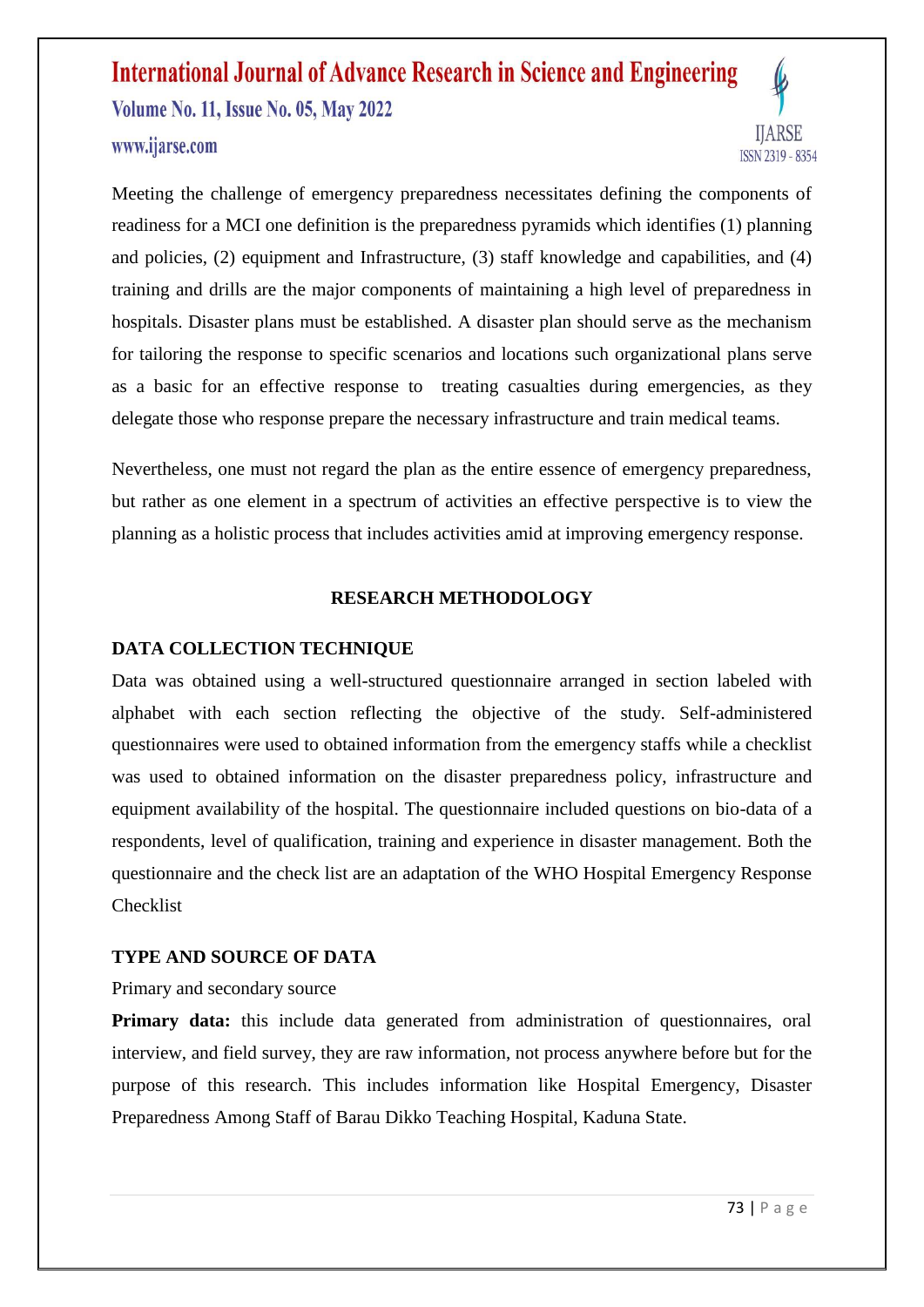Meeting the challenge of emergency preparedness necessitates defining the components of readiness for a MCI one definition is the preparedness pyramids which identifies (1) planning and policies, (2) equipment and Infrastructure, (3) staff knowledge and capabilities, and (4) training and drills are the major components of maintaining a high level of preparedness in hospitals. Disaster plans must be established. A disaster plan should serve as the mechanism for tailoring the response to specific scenarios and locations such organizational plans serve as a basic for an effective response to treating casualties during emergencies, as they delegate those who response prepare the necessary infrastructure and train medical teams.

Nevertheless, one must not regard the plan as the entire essence of emergency preparedness, but rather as one element in a spectrum of activities an effective perspective is to view the planning as a holistic process that includes activities amid at improving emergency response.

## RESEARCH METHODOLOGY

### DATA COLLECTION TECHNIQUE

Data was obtained using a well-structured questionnaire arranged in section labeled with alphabet with each section reflecting the objective of the study. Self-administered questionnaires were used to obtained information from the emergency staffs while a checklist was used to obtained information on the disaster preparedness policy, infrastructure and equipment availability of the hospital. The questionnaire included questions on bio-data of a respondents, level of qualification, training and experience in disaster management. Both the questionnaire and the check list are an adaptation of the WHO Hospital Emergency Response Checklist

### TYPE AND SOURCE OF DATA

Primary and secondary source

**Primary data:** this include data generated from administration of questionnaires, oral interview, and field survey, they are raw information, not process anywhere before but for the purpose of this research. This includes information like Hospital Emergency, Disaster Preparedness Among Staff of Barau Dikko Teaching Hospital, Kaduna State.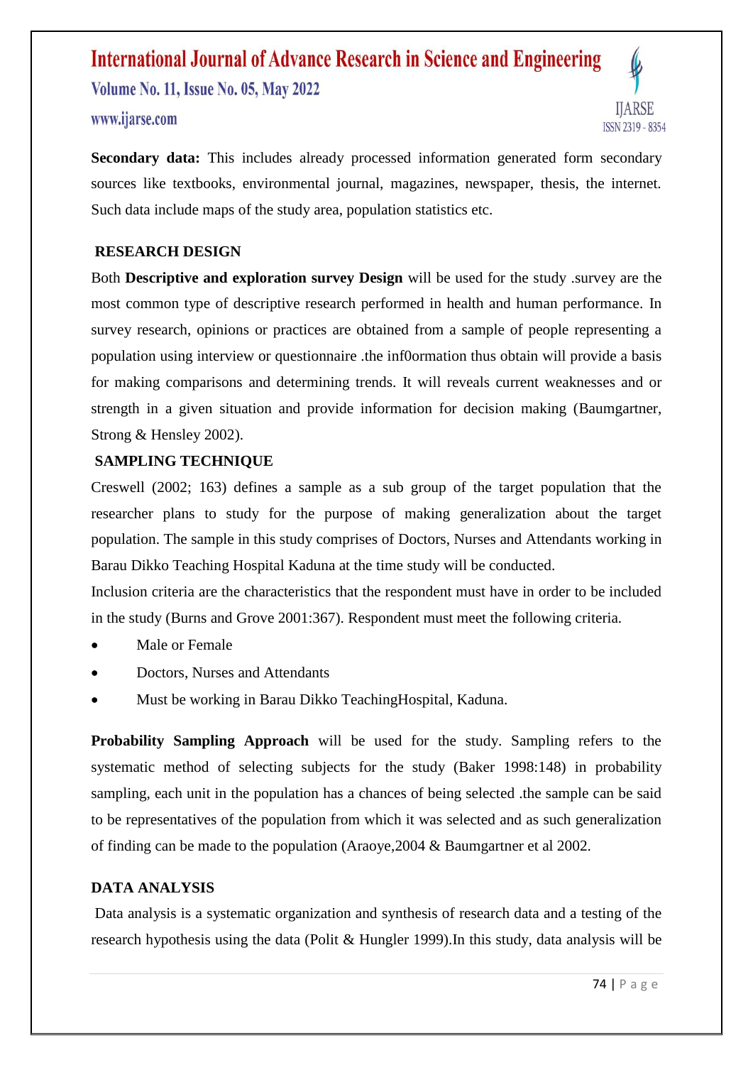**Secondary data:** This includes already processed information generated form secondary sources like textbooks, environmental journal, magazines, newspaper, thesis, the internet. Such data include maps of the study area, population statistics etc.

## RESEARCH DESIGN

Both **Descriptive and exploration survey Design** will be used for the study .survey are the most common type of descriptive research performed in health and human performance. In survey research, opinions or practices are obtained from a sample of people representing a population using interview or questionnaire .the inf0ormation thus obtain will provide a basis for making comparisons and determining trends. It will reveals current weaknesses and or strength in a given situation and provide information for decision making (Baumgartner, Strong & Hensley 2002).

## SAMPLING TECHNIQUE

Creswell (2002; 163) defines a sample as a sub group of the target population that the researcher plans to study for the purpose of making generalization about the target population. The sample in this study comprises of Doctors, Nurses and Attendants working in Barau Dikko Teaching Hospital Kaduna at the time study will be conducted.

Inclusion criteria are the characteristics that the respondent must have in order to be included in the study (Burns and Grove 2001:367). Respondent must meet the following criteria.

- Male or Female
- Doctors, Nurses and Attendants
- Must be working in Barau Dikko TeachingHospital, Kaduna.

**Probability Sampling Approach** will be used for the study. Sampling refers to the systematic method of selecting subjects for the study (Baker 1998:148) in probability sampling, each unit in the population has a chances of being selected .the sample can be said to be representatives of the population from which it was selected and as such generalization of finding can be made to the population (Araoye,2004 & Baumgartner et al 2002.

## DATA ANALYSIS

Data analysis is a systematic organization and synthesis of research data and a testing of the research hypothesis using the data (Polit & Hungler 1999).In this study, data analysis will be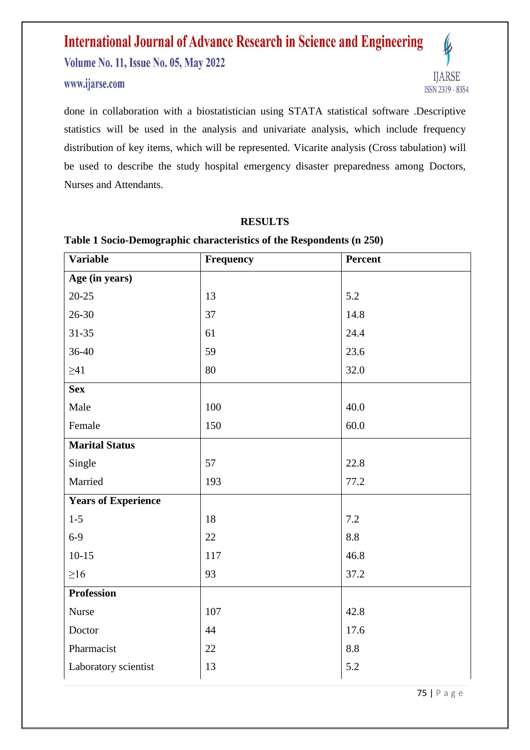done in collaboration with a biostatistician using STATA statistical software .Descriptive statistics will be used in the analysis and univariate analysis, which include frequency distribution of key items, which will be represented. Vicarite analysis (Cross tabulation) will be used to describe the study hospital emergency disaster preparedness among Doctors, Nurses and Attendants.

## RESULTS

**Table 1 Socio-Demographic characteristics of the Respondents (n 250)**

| Variable | Frequency | Percent |
|---|---|---|
| **Age (in years)** | | |
| 20-25 | 13 | 5.2 |
| 26-30 | 37 | 14.8 |
| 31-35 | 61 | 24.4 |
| 36-40 | 59 | 23.6 |
| ≥41 | 80 | 32.0 |
| **Sex** | | |
| Male | 100 | 40.0 |
| Female | 150 | 60.0 |
| **Marital Status** | | |
| Single | 57 | 22.8 |
| Married | 193 | 77.2 |
| **Years of Experience** | | |
| 1-5 | 18 | 7.2 |
| 6-9 | 22 | 8.8 |
| 10-15 | 117 | 46.8 |
| ≥16 | 93 | 37.2 |
| **Profession** | | |
| Nurse | 107 | 42.8 |
| Doctor | 44 | 17.6 |
| Pharmacist | 22 | 8.8 |
| Laboratory scientist | 13 | 5.2 |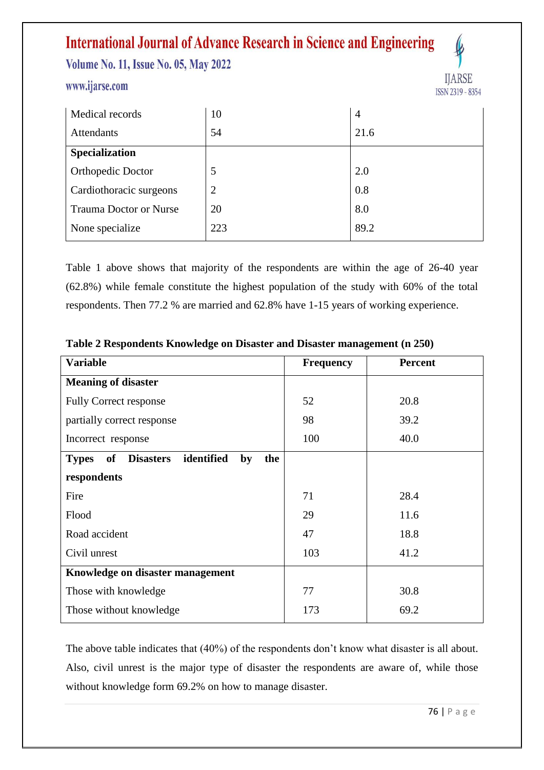| | | |
|---|---|---|
| Medical records | 10 | 4 |
| Attendants | 54 | 21.6 |
| **Specialization** | | |
| Orthopedic Doctor | 5 | 2.0 |
| Cardiothoracic surgeons | 2 | 0.8 |
| Trauma Doctor or Nurse | 20 | 8.0 |
| None specialize | 223 | 89.2 |

Table 1 above shows that majority of the respondents are within the age of 26-40 year (62.8%) while female constitute the highest population of the study with 60% of the total respondents. Then 77.2 % are married and 62.8% have 1-15 years of working experience.

**Table 2 Respondents Knowledge on Disaster and Disaster management (n 250)**

| Variable | Frequency | Percent |
|---|---|---|
| **Meaning of disaster** | | |
| Fully Correct response | 52 | 20.8 |
| partially correct response | 98 | 39.2 |
| Incorrect response | 100 | 40.0 |
| **Types of Disasters identified by the respondents** | | |
| Fire | 71 | 28.4 |
| Flood | 29 | 11.6 |
| Road accident | 47 | 18.8 |
| Civil unrest | 103 | 41.2 |
| **Knowledge on disaster management** | | |
| Those with knowledge | 77 | 30.8 |
| Those without knowledge | 173 | 69.2 |

The above table indicates that (40%) of the respondents don't know what disaster is all about. Also, civil unrest is the major type of disaster the respondents are aware of, while those without knowledge form 69.2% on how to manage disaster.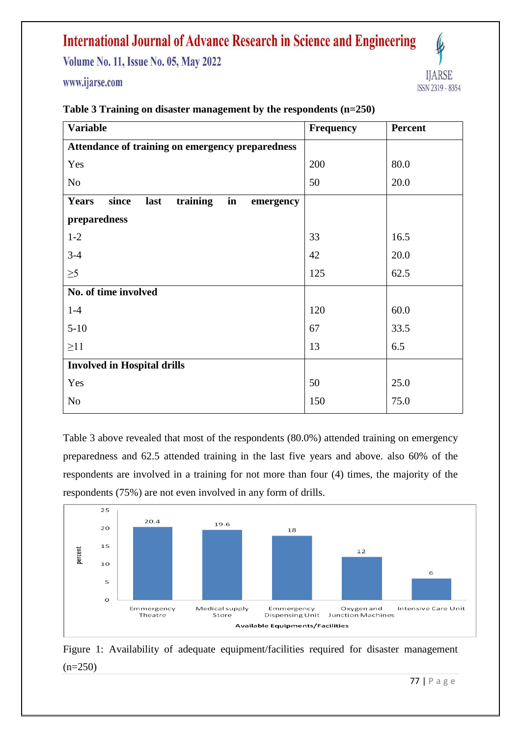**Table 3 Training on disaster management by the respondents (n=250)**

| Variable | Frequency | Percent |
|---|---|---|
| **Attendance of training on emergency preparedness** | | |
| Yes | 200 | 80.0 |
| No | 50 | 20.0 |
| **Years since last training in emergency preparedness** | | |
| 1-2 | 33 | 16.5 |
| 3-4 | 42 | 20.0 |
| ≥5 | 125 | 62.5 |
| **No. of time involved** | | |
| 1-4 | 120 | 60.0 |
| 5-10 | 67 | 33.5 |
| ≥11 | 13 | 6.5 |
| **Involved in Hospital drills** | | |
| Yes | 50 | 25.0 |
| No | 150 | 75.0 |

Table 3 above revealed that most of the respondents (80.0%) attended training on emergency preparedness and 62.5 attended training in the last five years and above. also 60% of the respondents are involved in a training for not more than four (4) times, the majority of the respondents (75%) are not even involved in any form of drills.

Figure 1: Availability of adequate equipment/facilities required for disaster management (n=250)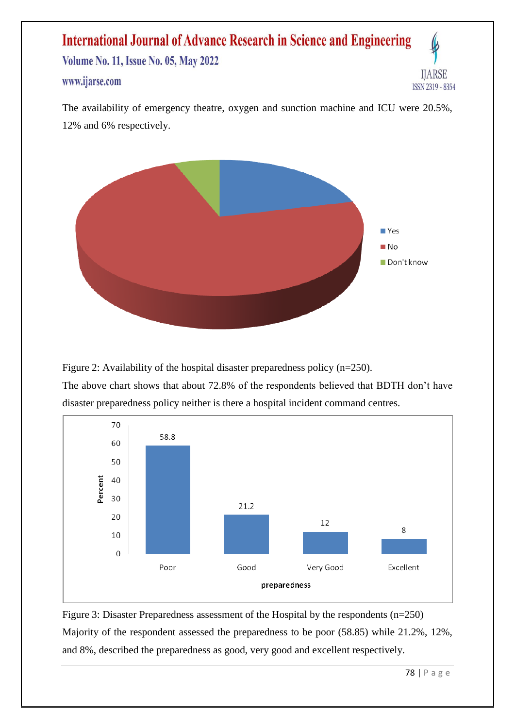The availability of emergency theatre, oxygen and sunction machine and ICU were 20.5%, 12% and 6% respectively.

Figure 2: Availability of the hospital disaster preparedness policy (n=250).

The above chart shows that about 72.8% of the respondents believed that BDTH don't have disaster preparedness policy neither is there a hospital incident command centres.

Figure 3: Disaster Preparedness assessment of the Hospital by the respondents (n=250)

Majority of the respondent assessed the preparedness to be poor (58.85) while 21.2%, 12%, and 8%, described the preparedness as good, very good and excellent respectively.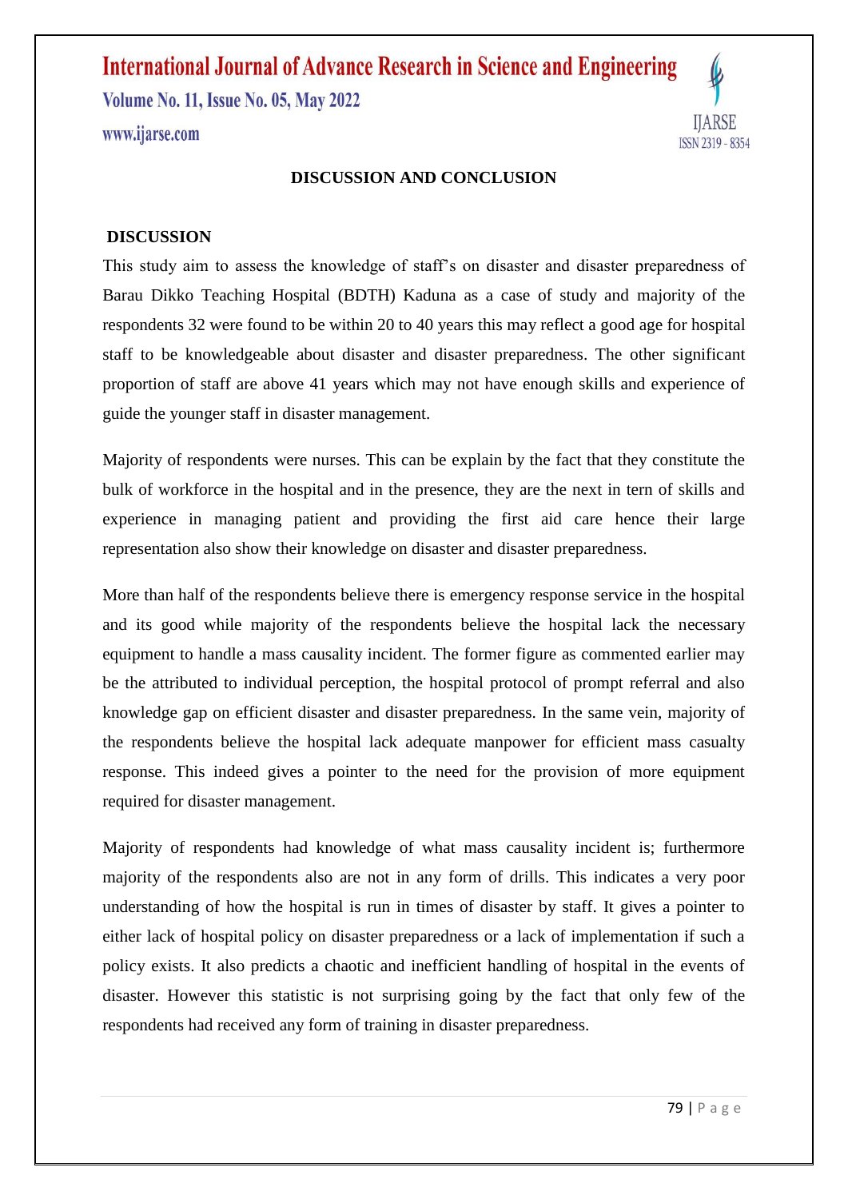## DISCUSSION AND CONCLUSION

### DISCUSSION

This study aim to assess the knowledge of staff's on disaster and disaster preparedness of Barau Dikko Teaching Hospital (BDTH) Kaduna as a case of study and majority of the respondents 32 were found to be within 20 to 40 years this may reflect a good age for hospital staff to be knowledgeable about disaster and disaster preparedness. The other significant proportion of staff are above 41 years which may not have enough skills and experience of guide the younger staff in disaster management.

Majority of respondents were nurses. This can be explain by the fact that they constitute the bulk of workforce in the hospital and in the presence, they are the next in tern of skills and experience in managing patient and providing the first aid care hence their large representation also show their knowledge on disaster and disaster preparedness.

More than half of the respondents believe there is emergency response service in the hospital and its good while majority of the respondents believe the hospital lack the necessary equipment to handle a mass causality incident. The former figure as commented earlier may be the attributed to individual perception, the hospital protocol of prompt referral and also knowledge gap on efficient disaster and disaster preparedness. In the same vein, majority of the respondents believe the hospital lack adequate manpower for efficient mass casualty response. This indeed gives a pointer to the need for the provision of more equipment required for disaster management.

Majority of respondents had knowledge of what mass causality incident is; furthermore majority of the respondents also are not in any form of drills. This indicates a very poor understanding of how the hospital is run in times of disaster by staff. It gives a pointer to either lack of hospital policy on disaster preparedness or a lack of implementation if such a policy exists. It also predicts a chaotic and inefficient handling of hospital in the events of disaster. However this statistic is not surprising going by the fact that only few of the respondents had received any form of training in disaster preparedness.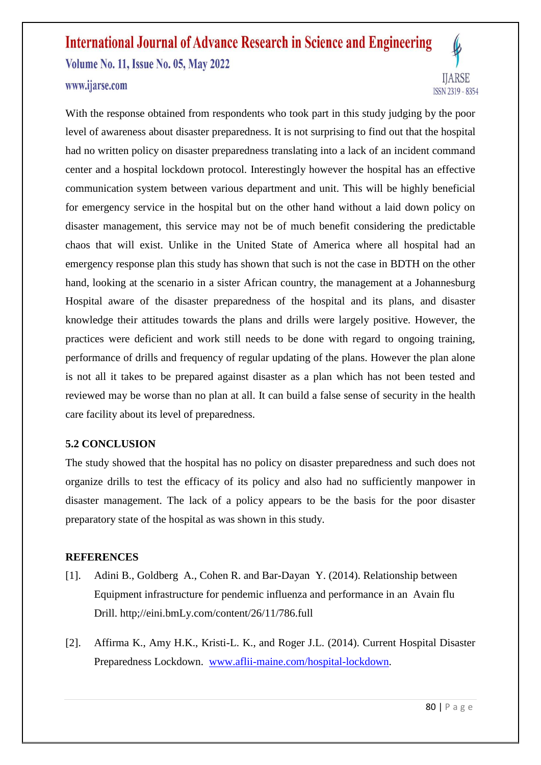With the response obtained from respondents who took part in this study judging by the poor level of awareness about disaster preparedness. It is not surprising to find out that the hospital had no written policy on disaster preparedness translating into a lack of an incident command center and a hospital lockdown protocol. Interestingly however the hospital has an effective communication system between various department and unit. This will be highly beneficial for emergency service in the hospital but on the other hand without a laid down policy on disaster management, this service may not be of much benefit considering the predictable chaos that will exist. Unlike in the United State of America where all hospital had an emergency response plan this study has shown that such is not the case in BDTH on the other hand, looking at the scenario in a sister African country, the management at a Johannesburg Hospital aware of the disaster preparedness of the hospital and its plans, and disaster knowledge their attitudes towards the plans and drills were largely positive. However, the practices were deficient and work still needs to be done with regard to ongoing training, performance of drills and frequency of regular updating of the plans. However the plan alone is not all it takes to be prepared against disaster as a plan which has not been tested and reviewed may be worse than no plan at all. It can build a false sense of security in the health care facility about its level of preparedness.

## 5.2 CONCLUSION

The study showed that the hospital has no policy on disaster preparedness and such does not organize drills to test the efficacy of its policy and also had no sufficiently manpower in disaster management. The lack of a policy appears to be the basis for the poor disaster preparatory state of the hospital as was shown in this study.

## REFERENCES

[1]. Adini B., Goldberg A., Cohen R. and Bar-Dayan Y. (2014). Relationship between Equipment infrastructure for pendemic influenza and performance in an Avain flu Drill. http;//eini.bmLy.com/content/26/11/786.full

[2]. Affirma K., Amy H.K., Kristi-L. K., and Roger J.L. (2014). Current Hospital Disaster Preparedness Lockdown. www.aflii-maine.com/hospital-lockdown.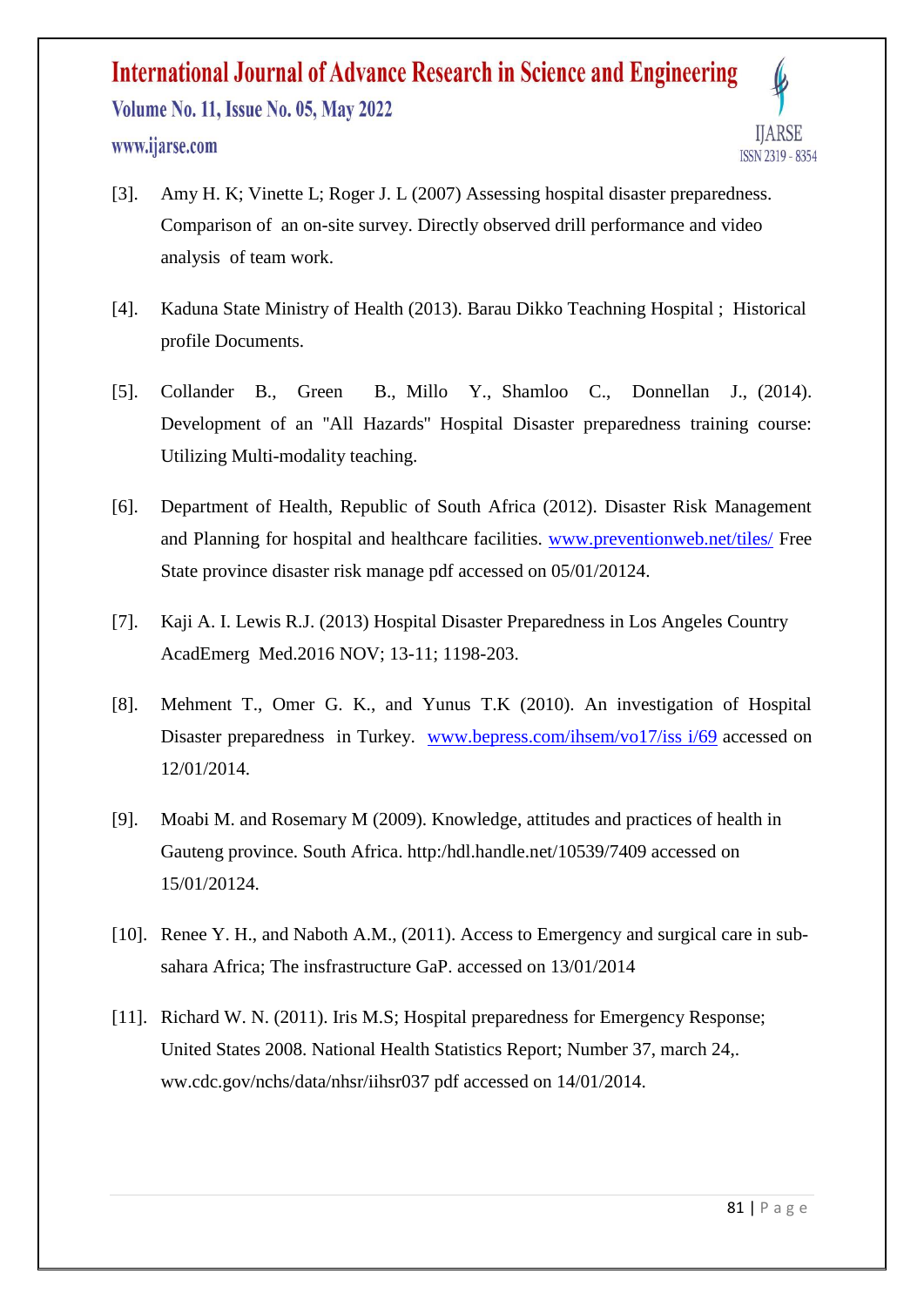[3]. Amy H. K; Vinette L; Roger J. L (2007) Assessing hospital disaster preparedness. Comparison of an on-site survey. Directly observed drill performance and video analysis of team work.

[4]. Kaduna State Ministry of Health (2013). Barau Dikko Teachning Hospital ; Historical profile Documents.

[5]. Collander B., Green B., Millo Y., Shamloo C., Donnellan J., (2014). Development of an "All Hazards" Hospital Disaster preparedness training course: Utilizing Multi-modality teaching.

[6]. Department of Health, Republic of South Africa (2012). Disaster Risk Management and Planning for hospital and healthcare facilities. www.preventionweb.net/tiles/ Free State province disaster risk manage pdf accessed on 05/01/20124.

[7]. Kaji A. I. Lewis R.J. (2013) Hospital Disaster Preparedness in Los Angeles Country AcadEmerg Med.2016 NOV; 13-11; 1198-203.

[8]. Mehment T., Omer G. K., and Yunus T.K (2010). An investigation of Hospital Disaster preparedness in Turkey. www.bepress.com/ihsem/vo17/iss i/69 accessed on 12/01/2014.

[9]. Moabi M. and Rosemary M (2009). Knowledge, attitudes and practices of health in Gauteng province. South Africa. http:/hdl.handle.net/10539/7409 accessed on 15/01/20124.

[10]. Renee Y. H., and Naboth A.M., (2011). Access to Emergency and surgical care in sub-sahara Africa; The insfrastructure GaP. accessed on 13/01/2014

[11]. Richard W. N. (2011). Iris M.S; Hospital preparedness for Emergency Response; United States 2008. National Health Statistics Report; Number 37, march 24,. ww.cdc.gov/nchs/data/nhsr/iihsr037 pdf accessed on 14/01/2014.